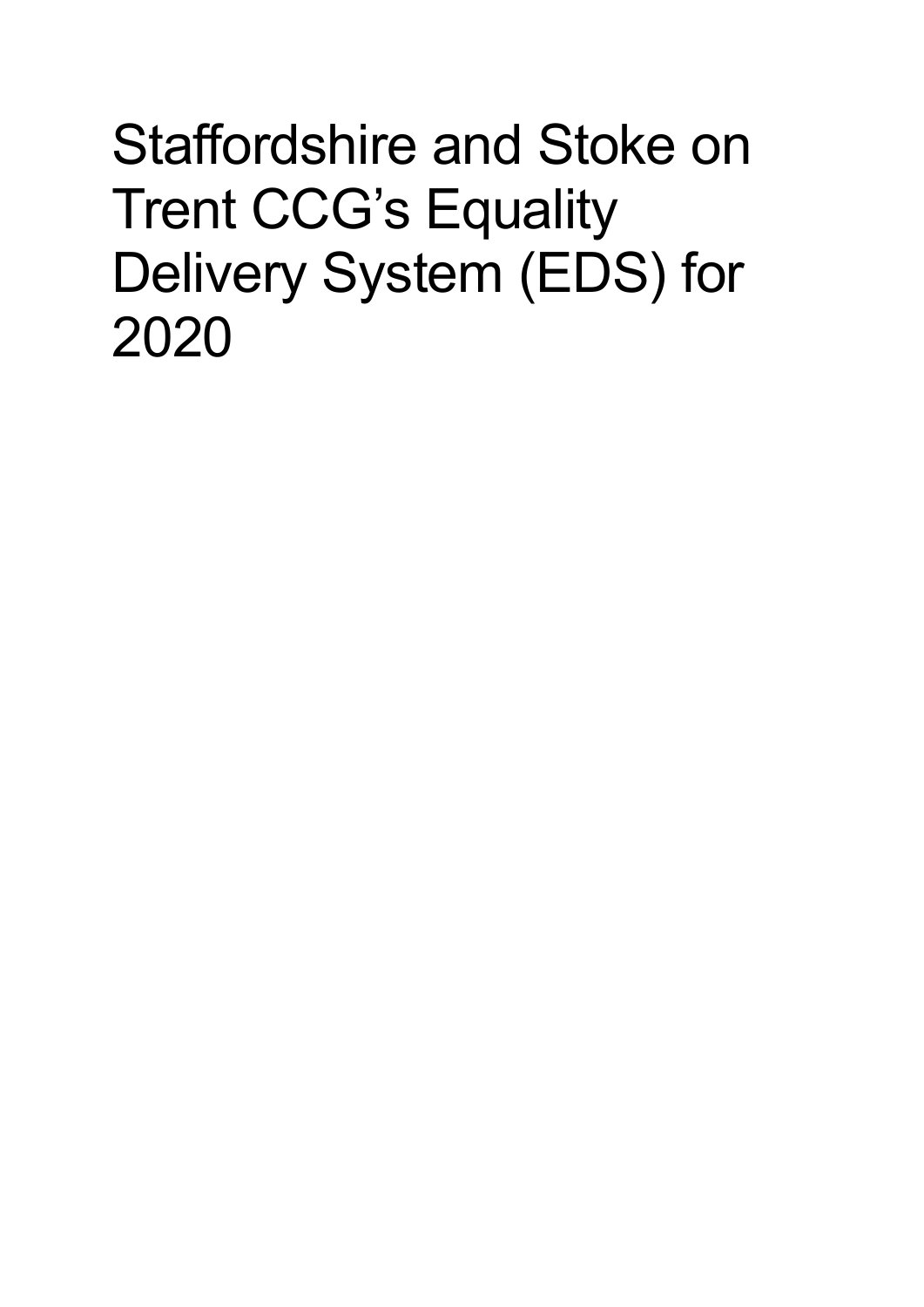# Staffordshire and Stoke on Trent CCG's Equality Delivery System (EDS) for 2020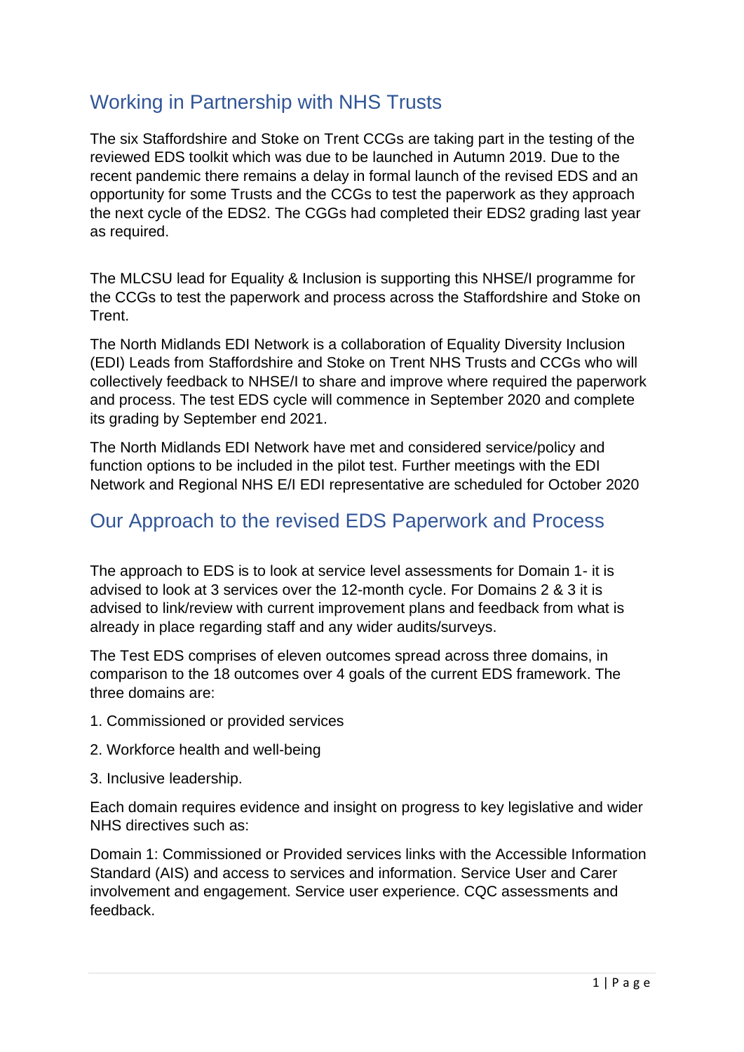## Working in Partnership with NHS Trusts

The six Staffordshire and Stoke on Trent CCGs are taking part in the testing of the reviewed EDS toolkit which was due to be launched in Autumn 2019. Due to the recent pandemic there remains a delay in formal launch of the revised EDS and an opportunity for some Trusts and the CCGs to test the paperwork as they approach the next cycle of the EDS2. The CGGs had completed their EDS2 grading last year as required.

The MLCSU lead for Equality & Inclusion is supporting this NHSE/I programme for the CCGs to test the paperwork and process across the Staffordshire and Stoke on Trent.

The North Midlands EDI Network is a collaboration of Equality Diversity Inclusion (EDI) Leads from Staffordshire and Stoke on Trent NHS Trusts and CCGs who will collectively feedback to NHSE/I to share and improve where required the paperwork and process. The test EDS cycle will commence in September 2020 and complete its grading by September end 2021.

The North Midlands EDI Network have met and considered service/policy and function options to be included in the pilot test. Further meetings with the EDI Network and Regional NHS E/I EDI representative are scheduled for October 2020

## Our Approach to the revised EDS Paperwork and Process

The approach to EDS is to look at service level assessments for Domain 1- it is advised to look at 3 services over the 12-month cycle. For Domains 2 & 3 it is advised to link/review with current improvement plans and feedback from what is already in place regarding staff and any wider audits/surveys.

The Test EDS comprises of eleven outcomes spread across three domains, in comparison to the 18 outcomes over 4 goals of the current EDS framework. The three domains are:

1. Commissioned or provided services
2. Workforce health and well-being
3. Inclusive leadership.

Each domain requires evidence and insight on progress to key legislative and wider NHS directives such as:

Domain 1: Commissioned or Provided services links with the Accessible Information Standard (AIS) and access to services and information. Service User and Carer involvement and engagement. Service user experience. CQC assessments and feedback.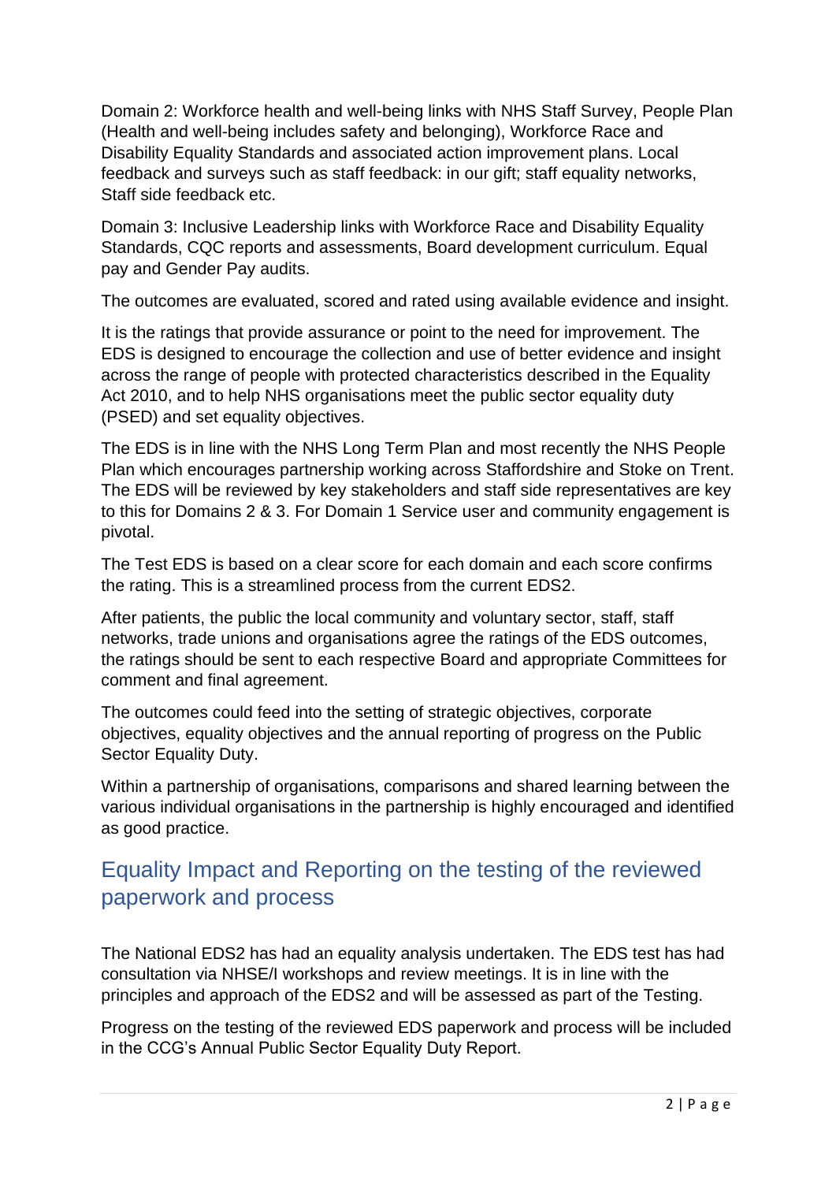Domain 2: Workforce health and well-being links with NHS Staff Survey, People Plan (Health and well-being includes safety and belonging), Workforce Race and Disability Equality Standards and associated action improvement plans. Local feedback and surveys such as staff feedback: in our gift; staff equality networks, Staff side feedback etc.

Domain 3: Inclusive Leadership links with Workforce Race and Disability Equality Standards, CQC reports and assessments, Board development curriculum. Equal pay and Gender Pay audits.

The outcomes are evaluated, scored and rated using available evidence and insight.

It is the ratings that provide assurance or point to the need for improvement. The EDS is designed to encourage the collection and use of better evidence and insight across the range of people with protected characteristics described in the Equality Act 2010, and to help NHS organisations meet the public sector equality duty (PSED) and set equality objectives.

The EDS is in line with the NHS Long Term Plan and most recently the NHS People Plan which encourages partnership working across Staffordshire and Stoke on Trent. The EDS will be reviewed by key stakeholders and staff side representatives are key to this for Domains 2 & 3. For Domain 1 Service user and community engagement is pivotal.

The Test EDS is based on a clear score for each domain and each score confirms the rating. This is a streamlined process from the current EDS2.

After patients, the public the local community and voluntary sector, staff, staff networks, trade unions and organisations agree the ratings of the EDS outcomes, the ratings should be sent to each respective Board and appropriate Committees for comment and final agreement.

The outcomes could feed into the setting of strategic objectives, corporate objectives, equality objectives and the annual reporting of progress on the Public Sector Equality Duty.

Within a partnership of organisations, comparisons and shared learning between the various individual organisations in the partnership is highly encouraged and identified as good practice.

## Equality Impact and Reporting on the testing of the reviewed paperwork and process

The National EDS2 has had an equality analysis undertaken. The EDS test has had consultation via NHSE/I workshops and review meetings. It is in line with the principles and approach of the EDS2 and will be assessed as part of the Testing.

Progress on the testing of the reviewed EDS paperwork and process will be included in the CCG's Annual Public Sector Equality Duty Report.